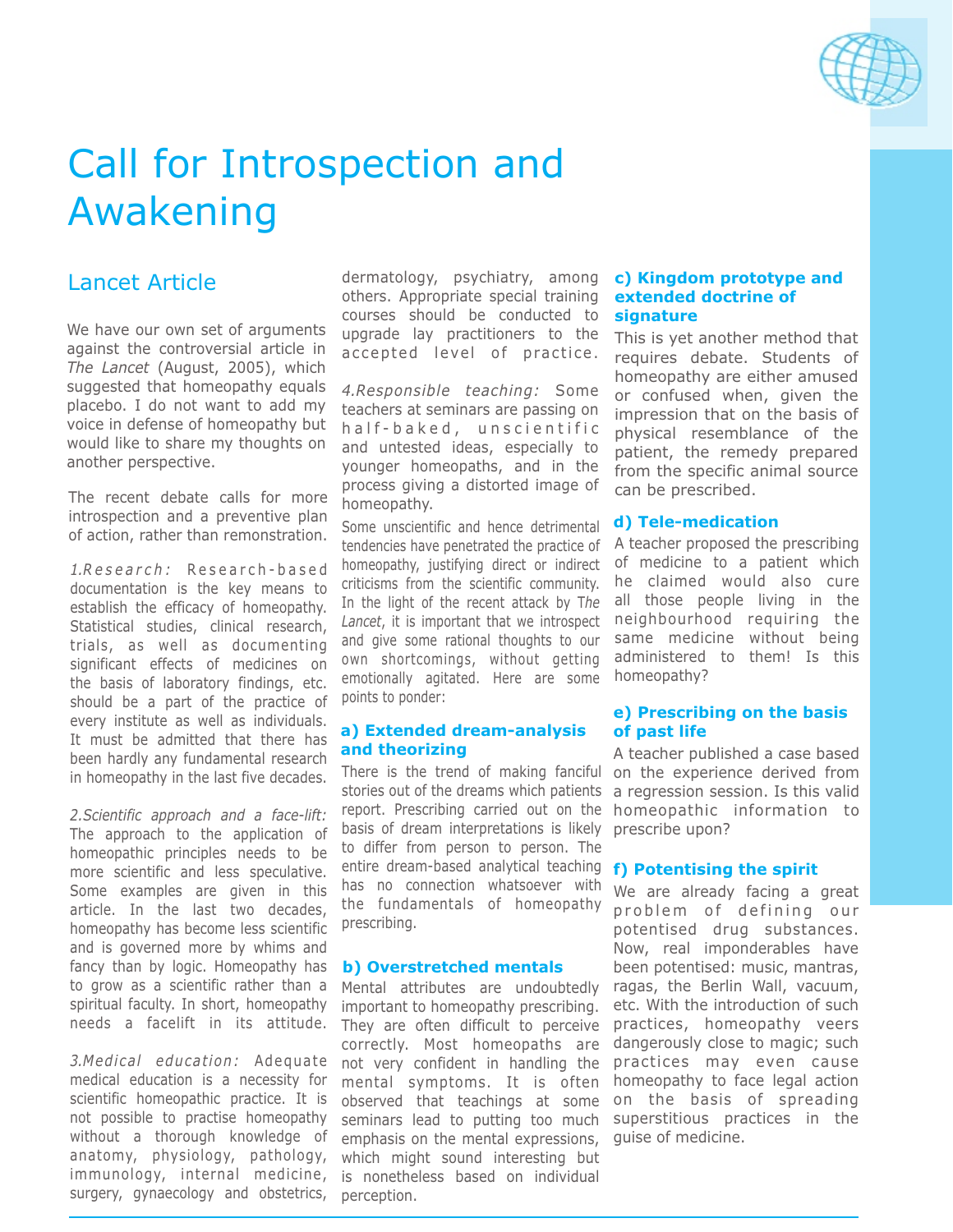# Call for Introspection and Awakening

## Lancet Article

We have our own set of arguments against the controversial article in *The Lancet* (August, 2005), which suggested that homeopathy equals placebo. I do not want to add my voice in defense of homeopathy but would like to share my thoughts on another perspective.

The recent debate calls for more introspection and a preventive plan of action, rather than remonstration.

*1.Research:* Research-based documentation is the key means to establish the efficacy of homeopathy. Statistical studies, clinical research, trials, as well as documenting significant effects of medicines on the basis of laboratory findings, etc. should be a part of the practice of every institute as well as individuals. It must be admitted that there has been hardly any fundamental research in homeopathy in the last five decades.

*2.Scientific approach and a face-lift:* The approach to the application of homeopathic principles needs to be more scientific and less speculative. Some examples are given in this article. In the last two decades, homeopathy has become less scientific and is governed more by whims and fancy than by logic. Homeopathy has to grow as a scientific rather than a spiritual faculty. In short, homeopathy needs a facelift in its attitude.

*3.Medical education:* Adequate medical education is a necessity for scientific homeopathic practice. It is not possible to practise homeopathy without a thorough knowledge of anatomy, physiology, pathology, immunology, internal medicine, surgery, gynaecology and obstetrics, dermatology, psychiatry, among others. Appropriate special training courses should be conducted to upgrade lay practitioners to the accepted level of practice.

*4.Responsible teaching:* Some teachers at seminars are passing on half-baked, unscientific and untested ideas, especially to younger homeopaths, and in the process giving a distorted image of homeopathy.

Some unscientific and hence detrimental tendencies have penetrated the practice of homeopathy, justifying direct or indirect criticisms from the scientific community. In the light of the recent attack by *The Lancet*, it is important that we introspect and give some rational thoughts to our own shortcomings, without getting emotionally agitated. Here are some points to ponder:

### a) Extended dream-analysis and theorizing

There is the trend of making fanciful stories out of the dreams which patients report. Prescribing carried out on the basis of dream interpretations is likely to differ from person to person. The entire dream-based analytical teaching has no connection whatsoever with the fundamentals of homeopathy prescribing.

### b) Overstretched mentals

Mental attributes are undoubtedly important to homeopathy prescribing. They are often difficult to perceive correctly. Most homeopaths are not very confident in handling the mental symptoms. It is often observed that teachings at some seminars lead to putting too much emphasis on the mental expressions, which might sound interesting but is nonetheless based on individual perception.

### c) Kingdom prototype and extended doctrine of signature

This is yet another method that requires debate. Students of homeopathy are either amused or confused when, given the impression that on the basis of physical resemblance of the patient, the remedy prepared from the specific animal source can be prescribed.

### d) Tele-medication

A teacher proposed the prescribing of medicine to a patient which he claimed would also cure all those people living in the neighbourhood requiring the same medicine without being administered to them! Is this homeopathy?

### e) Prescribing on the basis of past life

A teacher published a case based on the experience derived from a regression session. Is this valid homeopathic information to prescribe upon?

### f) Potentising the spirit

We are already facing a great problem of defining our potentised drug substances. Now, real imponderables have been potentised: music, mantras, ragas, the Berlin Wall, vacuum, etc. With the introduction of such practices, homeopathy veers dangerously close to magic; such practices may even cause homeopathy to face legal action on the basis of spreading superstitious practices in the guise of medicine.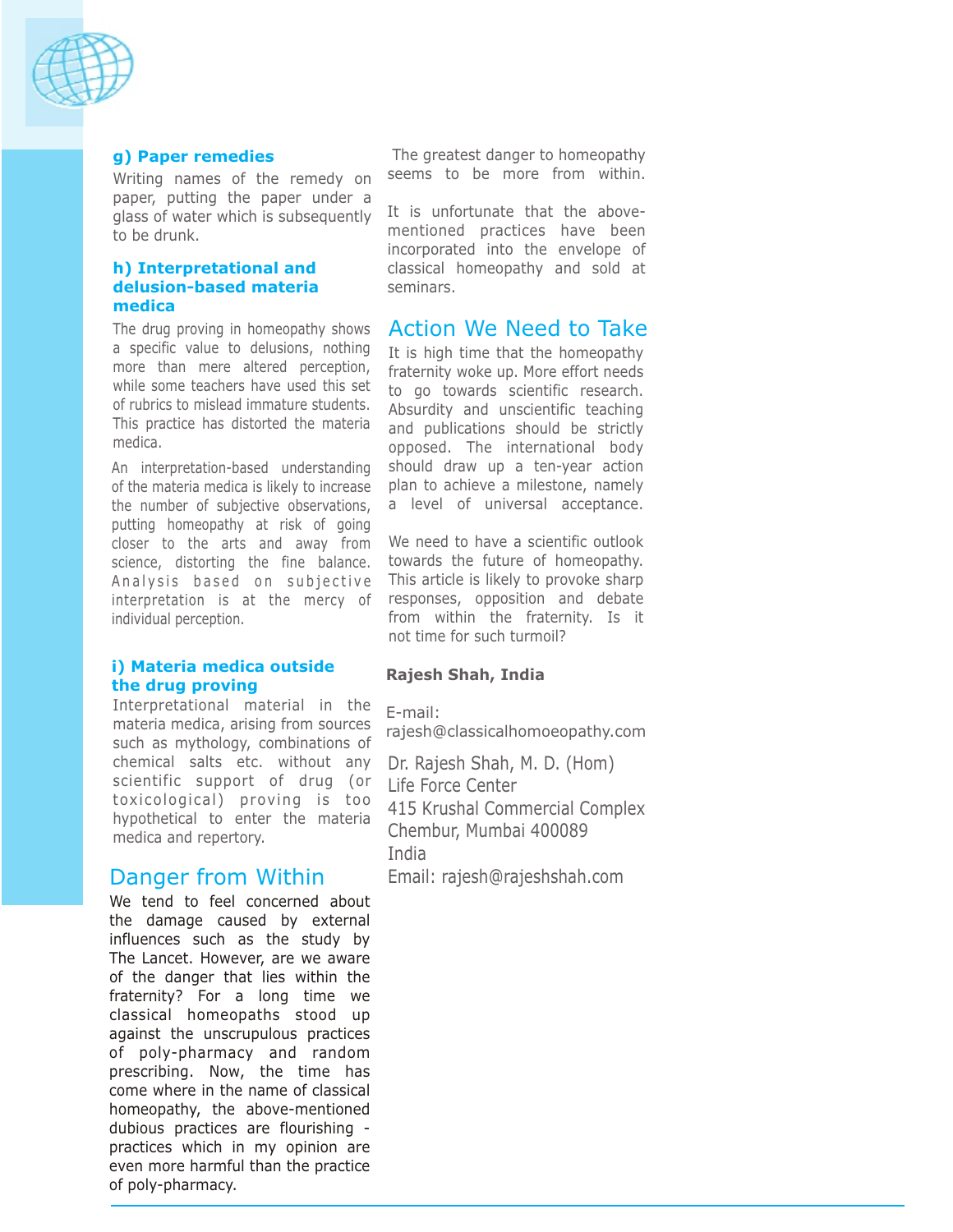### g) Paper remedies

Writing names of the remedy on paper, putting the paper under a glass of water which is subsequently to be drunk.

### h) Interpretational and delusion-based materia medica

The drug proving in homeopathy shows a specific value to delusions, nothing more than mere altered perception, while some teachers have used this set of rubrics to mislead immature students. This practice has distorted the materia medica.

An interpretation-based understanding of the materia medica is likely to increase the number of subjective observations, putting homeopathy at risk of going closer to the arts and away from science, distorting the fine balance. Analysis based on subjective interpretation is at the mercy of individual perception.

### i) Materia medica outside the drug proving

Interpretational material in the materia medica, arising from sources such as mythology, combinations of chemical salts etc. without any scientific support of drug (or toxicological) proving is too hypothetical to enter the materia medica and repertory.

## Danger from Within

We tend to feel concerned about the damage caused by external influences such as the study by The Lancet. However, are we aware of the danger that lies within the fraternity? For a long time we classical homeopaths stood up against the unscrupulous practices of poly-pharmacy and random prescribing. Now, the time has come where in the name of classical homeopathy, the above-mentioned dubious practices are flourishing - practices which in my opinion are even more harmful than the practice of poly-pharmacy.

The greatest danger to homeopathy seems to be more from within.

It is unfortunate that the above-mentioned practices have been incorporated into the envelope of classical homeopathy and sold at seminars.

## Action We Need to Take

It is high time that the homeopathy fraternity woke up. More effort needs to go towards scientific research. Absurdity and unscientific teaching and publications should be strictly opposed. The international body should draw up a ten-year action plan to achieve a milestone, namely a level of universal acceptance.

We need to have a scientific outlook towards the future of homeopathy. This article is likely to provoke sharp responses, opposition and debate from within the fraternity. Is it not time for such turmoil?

**Rajesh Shah, India**

E-mail: rajesh@classicalhomoeopathy.com

Dr. Rajesh Shah, M. D. (Hom)
Life Force Center
415 Krushal Commercial Complex
Chembur, Mumbai 400089
India
Email: rajesh@rajeshshah.com